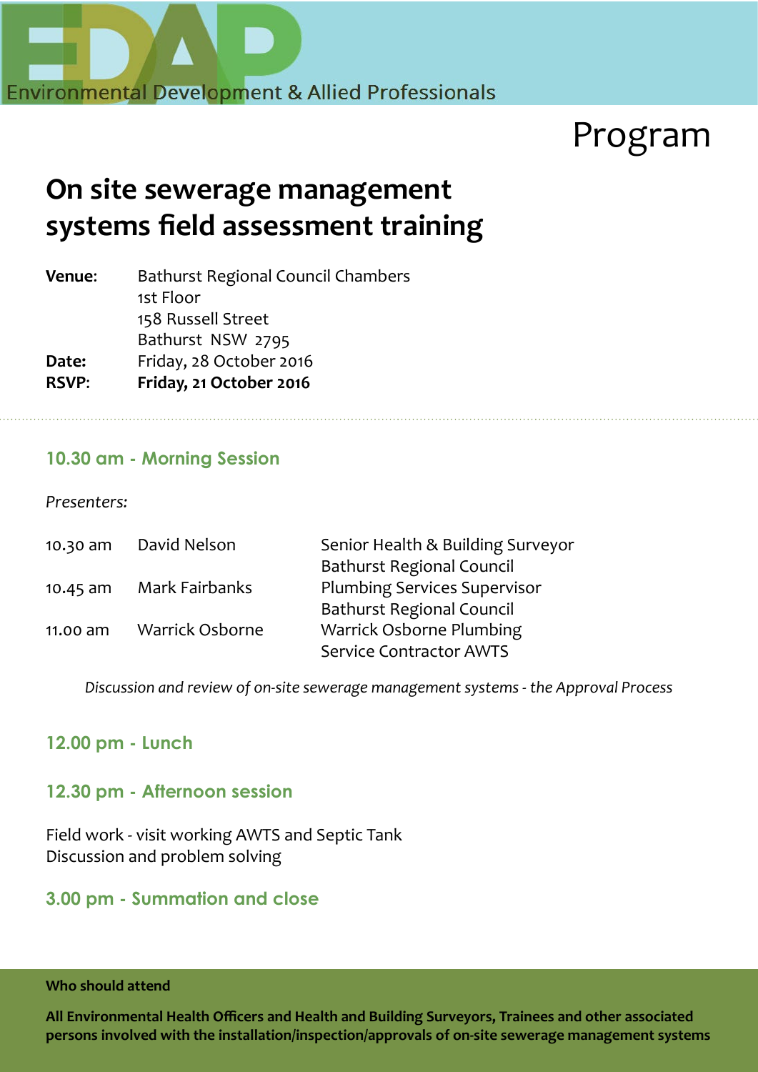Environmental Development & Allied Professionals

# Program

## On site sewerage management systems field assessment training

**Venue**: Bathurst Regional Council Chambers
1st Floor
158 Russell Street
Bathurst NSW 2795

**Date:** Friday, 28 October 2016

**RSVP**: **Friday, 21 October 2016**

### 10.30 am - Morning Session

*Presenters:*

| | | |
|---|---|---|
| 10.30 am | David Nelson | Senior Health & Building Surveyor Bathurst Regional Council |
| 10.45 am | Mark Fairbanks | Plumbing Services Supervisor Bathurst Regional Council |
| 11.00 am | Warrick Osborne | Warrick Osborne Plumbing Service Contractor AWTS |

*Discussion and review of on-site sewerage management systems - the Approval Process*

### 12.00 pm - Lunch

### 12.30 pm - Afternoon session

Field work - visit working AWTS and Septic Tank
Discussion and problem solving

### 3.00 pm - Summation and close

**Who should attend**

**All Environmental Health Officers and Health and Building Surveyors, Trainees and other associated persons involved with the installation/inspection/approvals of on-site sewerage management systems**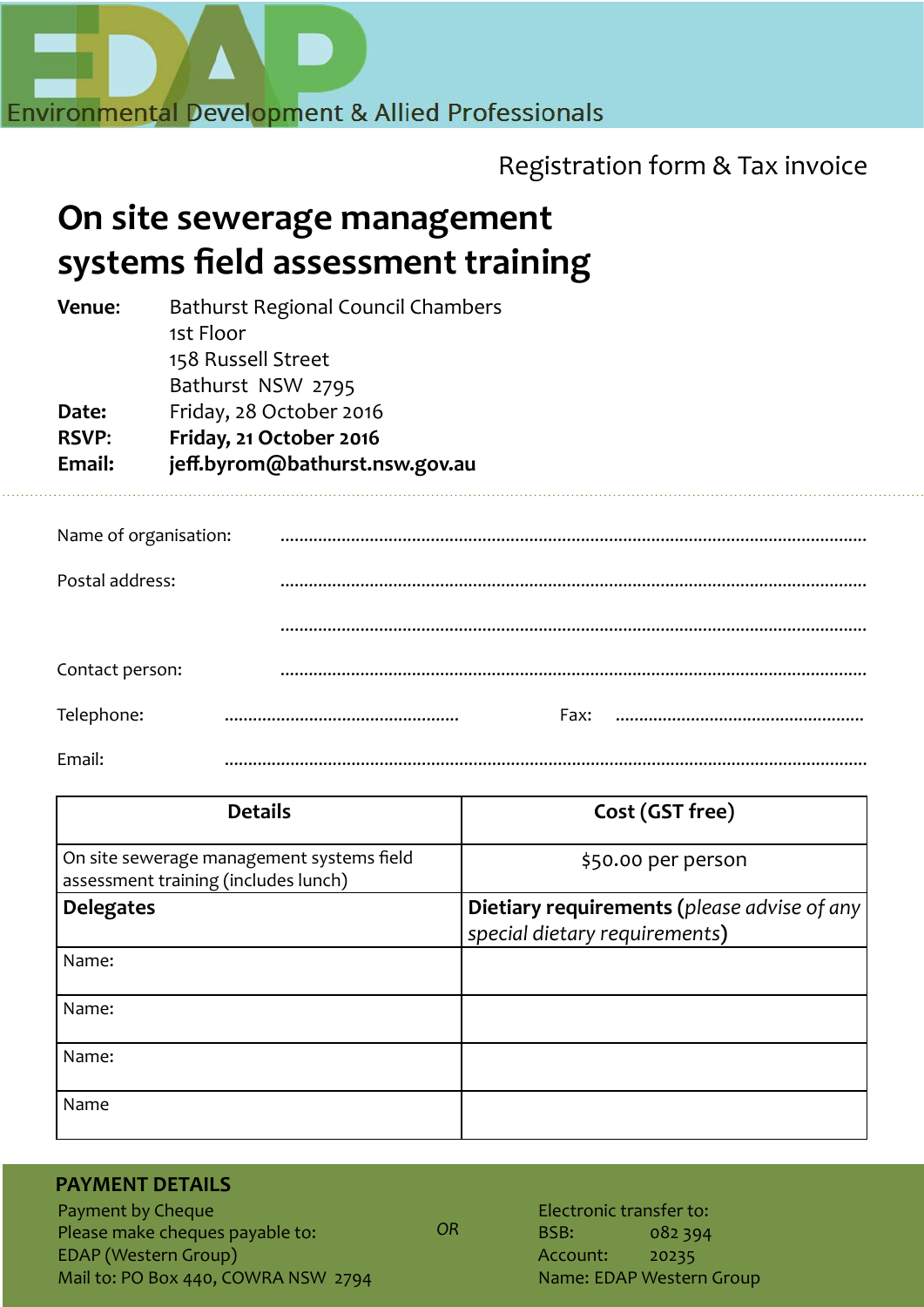EDAP

Environmental Development & Allied Professionals

Registration form & Tax invoice

# On site sewerage management systems field assessment training

**Venue**: Bathurst Regional Council Chambers
1st Floor
158 Russell Street
Bathurst NSW 2795

**Date:** Friday, 28 October 2016

**RSVP:** **Friday, 21 October 2016**

**Email:** **jeff.byrom@bathurst.nsw.gov.au**

Name of organisation: ..........................................................................................................

Postal address: ..........................................................................................................

..........................................................................................................

Contact person: ..........................................................................................................

Telephone: ................................................. Fax: .....................................................

Email: ..........................................................................................................

| **Details** | **Cost (GST free)** |
|---|---|
| On site sewerage management systems field assessment training (includes lunch) | $50.00 per person |
| **Delegates** | **Dietary requirements** (*please advise of any special dietary requirements*) |
| Name: | |
| Name: | |
| Name: | |
| Name | |

## PAYMENT DETAILS

Payment by Cheque
Please make cheques payable to:
EDAP (Western Group)
Mail to: PO Box 440, COWRA NSW 2794

*OR*

Electronic transfer to:
BSB: 082 394
Account: 20235
Name: EDAP Western Group